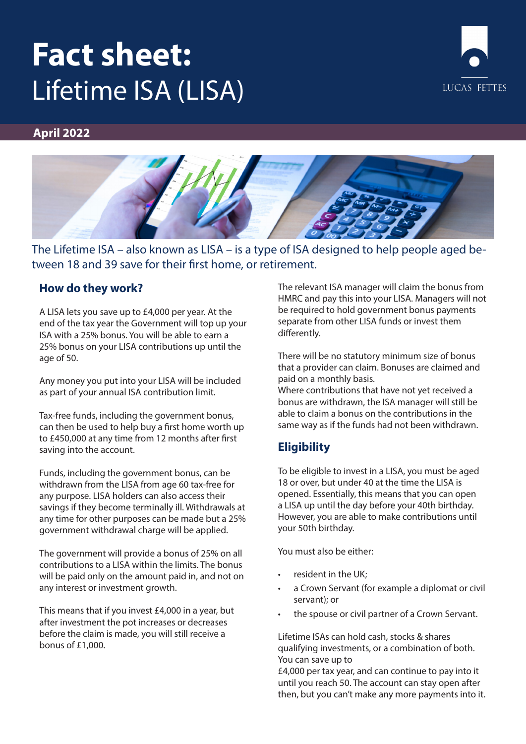# Fact sheet:
# Lifetime ISA (LISA)

LUCAS FETTES

**April 2022**

The Lifetime ISA – also known as LISA – is a type of ISA designed to help people aged between 18 and 39 save for their first home, or retirement.

## How do they work?

A LISA lets you save up to £4,000 per year. At the end of the tax year the Government will top up your ISA with a 25% bonus. You will be able to earn a 25% bonus on your LISA contributions up until the age of 50.

Any money you put into your LISA will be included as part of your annual ISA contribution limit.

Tax-free funds, including the government bonus, can then be used to help buy a first home worth up to £450,000 at any time from 12 months after first saving into the account.

Funds, including the government bonus, can be withdrawn from the LISA from age 60 tax-free for any purpose. LISA holders can also access their savings if they become terminally ill. Withdrawals at any time for other purposes can be made but a 25% government withdrawal charge will be applied.

The government will provide a bonus of 25% on all contributions to a LISA within the limits. The bonus will be paid only on the amount paid in, and not on any interest or investment growth.

This means that if you invest £4,000 in a year, but after investment the pot increases or decreases before the claim is made, you will still receive a bonus of £1,000.

The relevant ISA manager will claim the bonus from HMRC and pay this into your LISA. Managers will not be required to hold government bonus payments separate from other LISA funds or invest them differently.

There will be no statutory minimum size of bonus that a provider can claim. Bonuses are claimed and paid on a monthly basis.
Where contributions that have not yet received a bonus are withdrawn, the ISA manager will still be able to claim a bonus on the contributions in the same way as if the funds had not been withdrawn.

## Eligibility

To be eligible to invest in a LISA, you must be aged 18 or over, but under 40 at the time the LISA is opened. Essentially, this means that you can open a LISA up until the day before your 40th birthday. However, you are able to make contributions until your 50th birthday.

You must also be either:

- resident in the UK;
- a Crown Servant (for example a diplomat or civil servant); or
- the spouse or civil partner of a Crown Servant.

Lifetime ISAs can hold cash, stocks & shares qualifying investments, or a combination of both. You can save up to
£4,000 per tax year, and can continue to pay into it until you reach 50. The account can stay open after then, but you can't make any more payments into it.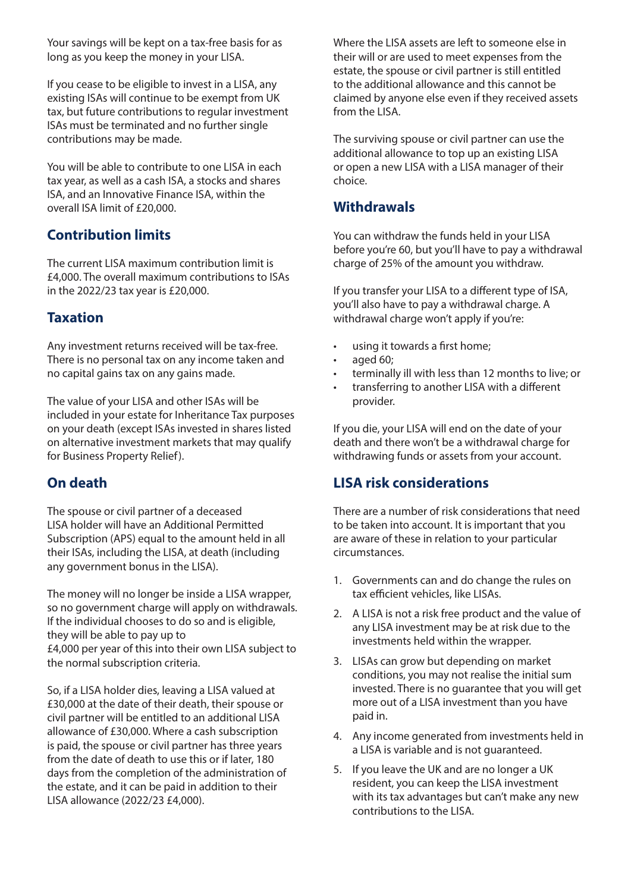Your savings will be kept on a tax-free basis for as long as you keep the money in your LISA.

If you cease to be eligible to invest in a LISA, any existing ISAs will continue to be exempt from UK tax, but future contributions to regular investment ISAs must be terminated and no further single contributions may be made.

You will be able to contribute to one LISA in each tax year, as well as a cash ISA, a stocks and shares ISA, and an Innovative Finance ISA, within the overall ISA limit of £20,000.

## Contribution limits

The current LISA maximum contribution limit is £4,000. The overall maximum contributions to ISAs in the 2022/23 tax year is £20,000.

## Taxation

Any investment returns received will be tax-free. There is no personal tax on any income taken and no capital gains tax on any gains made.

The value of your LISA and other ISAs will be included in your estate for Inheritance Tax purposes on your death (except ISAs invested in shares listed on alternative investment markets that may qualify for Business Property Relief).

## On death

The spouse or civil partner of a deceased LISA holder will have an Additional Permitted Subscription (APS) equal to the amount held in all their ISAs, including the LISA, at death (including any government bonus in the LISA).

The money will no longer be inside a LISA wrapper, so no government charge will apply on withdrawals. If the individual chooses to do so and is eligible, they will be able to pay up to £4,000 per year of this into their own LISA subject to the normal subscription criteria.

So, if a LISA holder dies, leaving a LISA valued at £30,000 at the date of their death, their spouse or civil partner will be entitled to an additional LISA allowance of £30,000. Where a cash subscription is paid, the spouse or civil partner has three years from the date of death to use this or if later, 180 days from the completion of the administration of the estate, and it can be paid in addition to their LISA allowance (2022/23 £4,000).

Where the LISA assets are left to someone else in their will or are used to meet expenses from the estate, the spouse or civil partner is still entitled to the additional allowance and this cannot be claimed by anyone else even if they received assets from the LISA.

The surviving spouse or civil partner can use the additional allowance to top up an existing LISA or open a new LISA with a LISA manager of their choice.

## Withdrawals

You can withdraw the funds held in your LISA before you're 60, but you'll have to pay a withdrawal charge of 25% of the amount you withdraw.

If you transfer your LISA to a different type of ISA, you'll also have to pay a withdrawal charge. A withdrawal charge won't apply if you're:

- using it towards a first home;
- aged 60;
- terminally ill with less than 12 months to live; or
- transferring to another LISA with a different provider.

If you die, your LISA will end on the date of your death and there won't be a withdrawal charge for withdrawing funds or assets from your account.

## LISA risk considerations

There are a number of risk considerations that need to be taken into account. It is important that you are aware of these in relation to your particular circumstances.

1. Governments can and do change the rules on tax efficient vehicles, like LISAs.
2. A LISA is not a risk free product and the value of any LISA investment may be at risk due to the investments held within the wrapper.
3. LISAs can grow but depending on market conditions, you may not realise the initial sum invested. There is no guarantee that you will get more out of a LISA investment than you have paid in.
4. Any income generated from investments held in a LISA is variable and is not guaranteed.
5. If you leave the UK and are no longer a UK resident, you can keep the LISA investment with its tax advantages but can't make any new contributions to the LISA.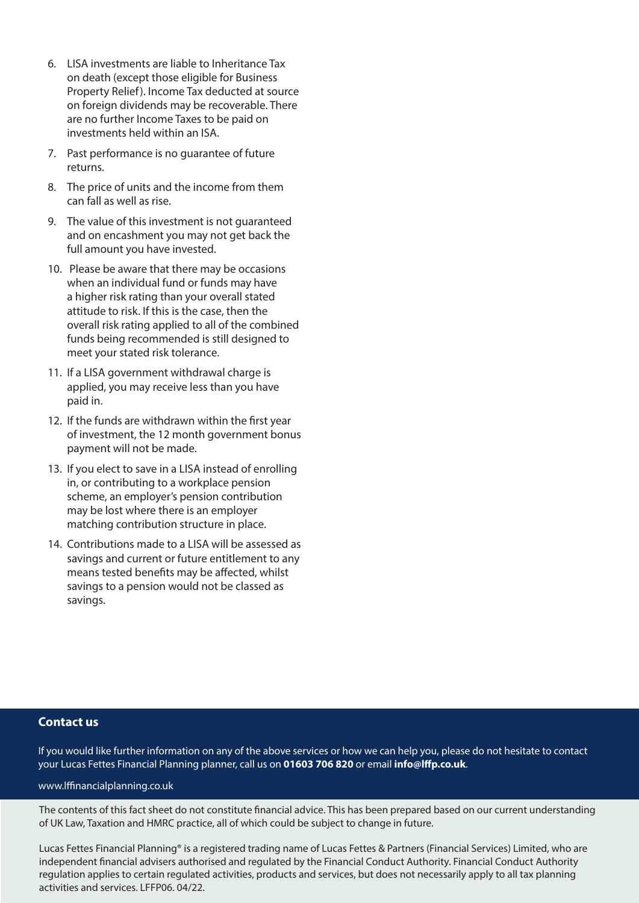6. LISA investments are liable to Inheritance Tax on death (except those eligible for Business Property Relief). Income Tax deducted at source on foreign dividends may be recoverable. There are no further Income Taxes to be paid on investments held within an ISA.
7. Past performance is no guarantee of future returns.
8. The price of units and the income from them can fall as well as rise.
9. The value of this investment is not guaranteed and on encashment you may not get back the full amount you have invested.
10. Please be aware that there may be occasions when an individual fund or funds may have a higher risk rating than your overall stated attitude to risk. If this is the case, then the overall risk rating applied to all of the combined funds being recommended is still designed to meet your stated risk tolerance.
11. If a LISA government withdrawal charge is applied, you may receive less than you have paid in.
12. If the funds are withdrawn within the first year of investment, the 12 month government bonus payment will not be made.
13. If you elect to save in a LISA instead of enrolling in, or contributing to a workplace pension scheme, an employer's pension contribution may be lost where there is an employer matching contribution structure in place.
14. Contributions made to a LISA will be assessed as savings and current or future entitlement to any means tested benefits may be affected, whilst savings to a pension would not be classed as savings.

## Contact us

If you would like further information on any of the above services or how we can help you, please do not hesitate to contact your Lucas Fettes Financial Planning planner, call us on **01603 706 820** or email **info@lffp.co.uk**.

www.lffinancialplanning.co.uk

The contents of this fact sheet do not constitute financial advice. This has been prepared based on our current understanding of UK Law, Taxation and HMRC practice, all of which could be subject to change in future.

Lucas Fettes Financial Planning® is a registered trading name of Lucas Fettes & Partners (Financial Services) Limited, who are independent financial advisers authorised and regulated by the Financial Conduct Authority. Financial Conduct Authority regulation applies to certain regulated activities, products and services, but does not necessarily apply to all tax planning activities and services. LFFP06. 04/22.